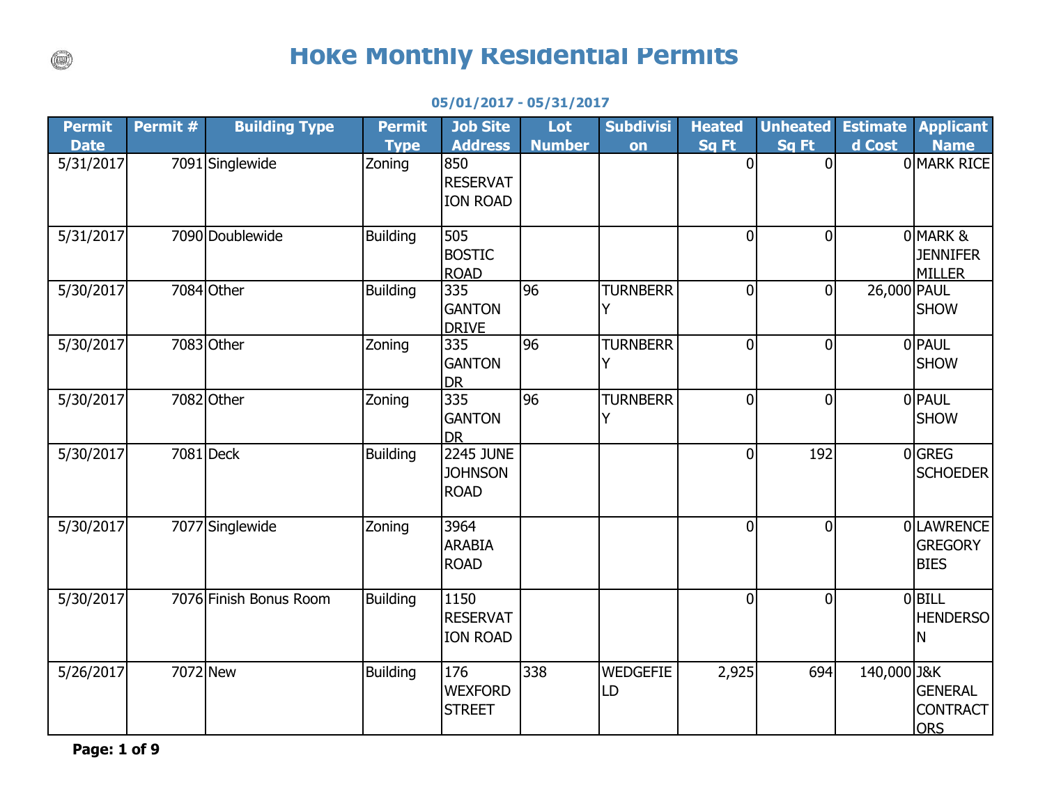# Hoke Monthly Residential Permits

**05/01/2017 - 05/31/2017**

| Permit Date | Permit # | Building Type | Permit Type | Job Site Address | Lot Number | Subdivision | Heated Sq Ft | Unheated Sq Ft | Estimated Cost | Applicant Name |
|---|---|---|---|---|---|---|---|---|---|---|
| 5/31/2017 | 7091 | Singlewide | Zoning | 850 RESERVATION ROAD | | | 0 | 0 | 0 | MARK RICE |
| 5/31/2017 | 7090 | Doublewide | Building | 505 BOSTIC ROAD | | | 0 | 0 | 0 | MARK & JENNIFER MILLER |
| 5/30/2017 | 7084 | Other | Building | 335 GANTON DRIVE | 96 | TURNBERRY | 0 | 0 | 26,000 | PAUL SHOW |
| 5/30/2017 | 7083 | Other | Zoning | 335 GANTON DR | 96 | TURNBERRY | 0 | 0 | 0 | PAUL SHOW |
| 5/30/2017 | 7082 | Other | Zoning | 335 GANTON DR | 96 | TURNBERRY | 0 | 0 | 0 | PAUL SHOW |
| 5/30/2017 | 7081 | Deck | Building | 2245 JUNE JOHNSON ROAD | | | 0 | 192 | 0 | GREG SCHOEDER |
| 5/30/2017 | 7077 | Singlewide | Zoning | 3964 ARABIA ROAD | | | 0 | 0 | 0 | LAWRENCE GREGORY BIES |
| 5/30/2017 | 7076 | Finish Bonus Room | Building | 1150 RESERVATION ROAD | | | 0 | 0 | 0 | BILL HENDERSON |
| 5/26/2017 | 7072 | New | Building | 176 WEXFORD STREET | 338 | WEDGEFIELD | 2,925 | 694 | 140,000 | J&K GENERAL CONTRACTORS |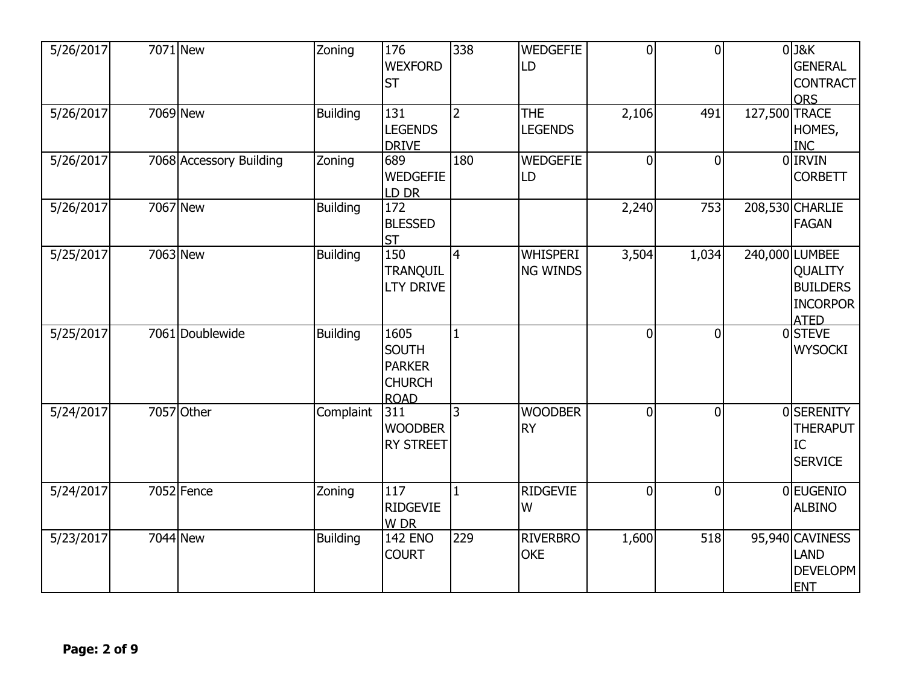| | | | | | | | | | | |
|---|---|---|---|---|---|---|---|---|---|---|
| 5/26/2017 | 7071 | New | Zoning | 176 WEXFORD ST | 338 | WEDGEFIELD | 0 | 0 | 0 | J&K GENERAL CONTRACTORS |
| 5/26/2017 | 7069 | New | Building | 131 LEGENDS DRIVE | 2 | THE LEGENDS | 2,106 | 491 | 127,500 | TRACE HOMES, INC |
| 5/26/2017 | 7068 | Accessory Building | Zoning | 689 WEDGEFIELD DR | 180 | WEDGEFIELD | 0 | 0 | 0 | IRVIN CORBETT |
| 5/26/2017 | 7067 | New | Building | 172 BLESSED ST | | | 2,240 | 753 | 208,530 | CHARLIE FAGAN |
| 5/25/2017 | 7063 | New | Building | 150 TRANQUILLTY DRIVE | 4 | WHISPERING WINDS | 3,504 | 1,034 | 240,000 | LUMBEE QUALITY BUILDERS INCORPORATED |
| 5/25/2017 | 7061 | Doublewide | Building | 1605 SOUTH PARKER CHURCH ROAD | 1 | | 0 | 0 | 0 | STEVE WYSOCKI |
| 5/24/2017 | 7057 | Other | Complaint | 311 WOODBERRY STREET | 3 | WOODBERRY | 0 | 0 | 0 | SERENITY THERAPUTIC SERVICE |
| 5/24/2017 | 7052 | Fence | Zoning | 117 RIDGEVIEW DR | 1 | RIDGEVIEW | 0 | 0 | 0 | EUGENIO ALBINO |
| 5/23/2017 | 7044 | New | Building | 142 ENO COURT | 229 | RIVERBROOKE | 1,600 | 518 | 95,940 | CAVINESS LAND DEVELOPMENT |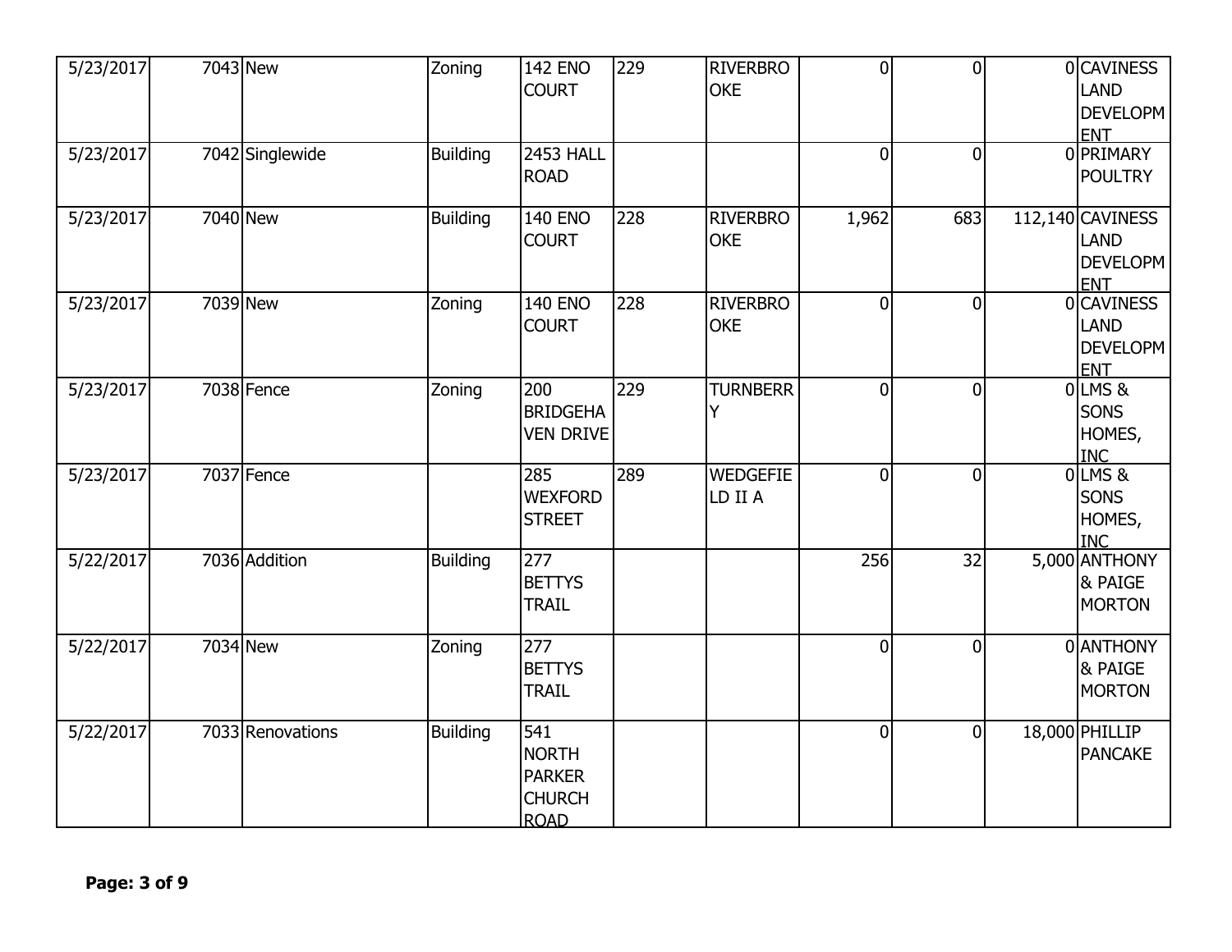| | | | | | | | | | | |
|---|---|---|---|---|---|---|---|---|---|---|
| 5/23/2017 | 7043 | New | Zoning | 142 ENO COURT | 229 | RIVERBROOKE | 0 | 0 | 0 | CAVINESS LAND DEVELOPMENT |
| 5/23/2017 | 7042 | Singlewide | Building | 2453 HALL ROAD | | | 0 | 0 | 0 | PRIMARY POULTRY |
| 5/23/2017 | 7040 | New | Building | 140 ENO COURT | 228 | RIVERBROOKE | 1,962 | 683 | 112,140 | CAVINESS LAND DEVELOPMENT |
| 5/23/2017 | 7039 | New | Zoning | 140 ENO COURT | 228 | RIVERBROOKE | 0 | 0 | 0 | CAVINESS LAND DEVELOPMENT |
| 5/23/2017 | 7038 | Fence | Zoning | 200 BRIDGEHAVEN DRIVE | 229 | TURNBERRY | 0 | 0 | 0 | LMS & SONS HOMES, INC |
| 5/23/2017 | 7037 | Fence | | 285 WEXFORD STREET | 289 | WEDGEFIELD II A | 0 | 0 | 0 | LMS & SONS HOMES, INC |
| 5/22/2017 | 7036 | Addition | Building | 277 BETTYS TRAIL | | | 256 | 32 | 5,000 | ANTHONY & PAIGE MORTON |
| 5/22/2017 | 7034 | New | Zoning | 277 BETTYS TRAIL | | | 0 | 0 | 0 | ANTHONY & PAIGE MORTON |
| 5/22/2017 | 7033 | Renovations | Building | 541 NORTH PARKER CHURCH ROAD | | | 0 | 0 | 18,000 | PHILLIP PANCAKE |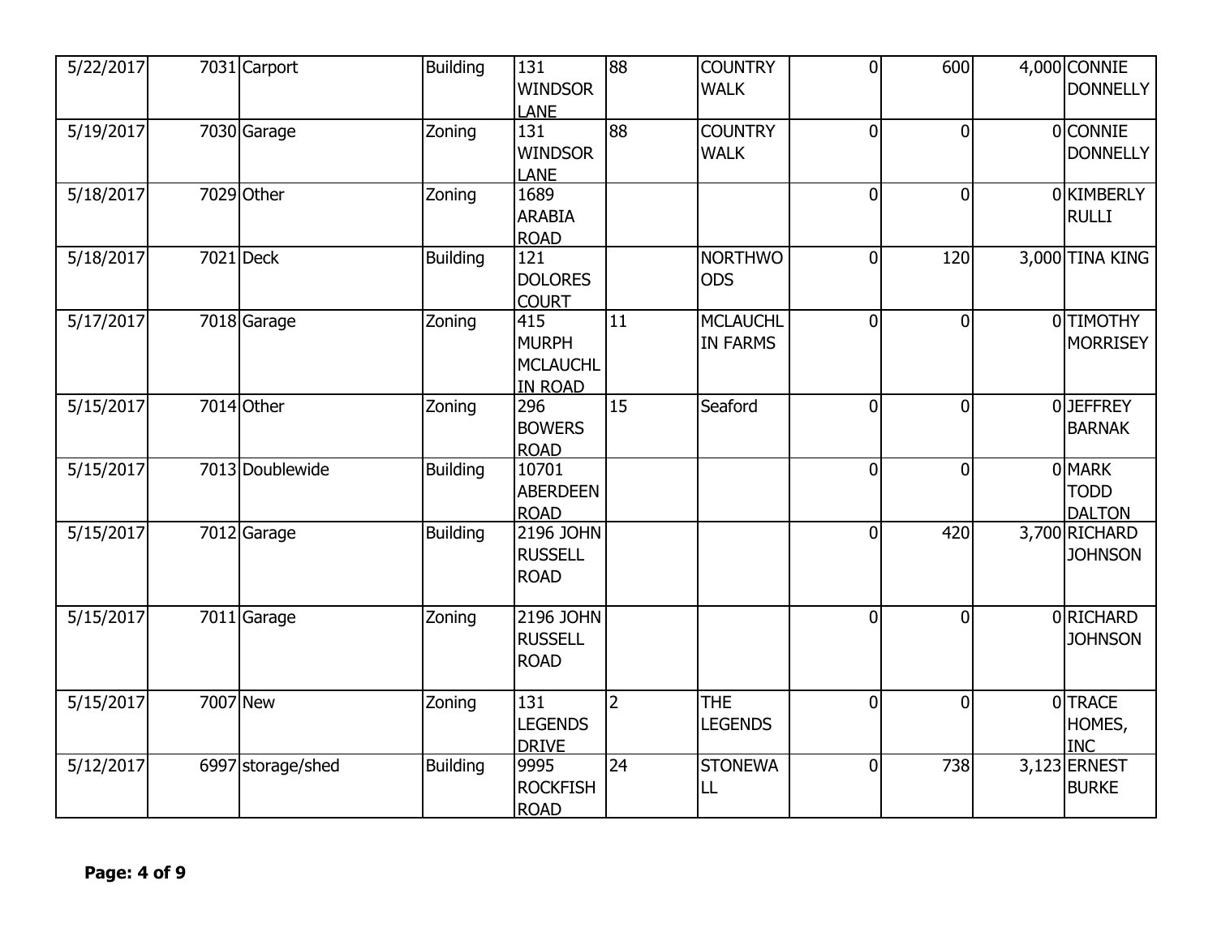| | | | | | | | | | | |
|---|---|---|---|---|---|---|---|---|---|---|
| 5/22/2017 | 7031 | Carport | Building | 131 WINDSOR LANE | 88 | COUNTRY WALK | 0 | 600 | 4,000 | CONNIE DONNELLY |
| 5/19/2017 | 7030 | Garage | Zoning | 131 WINDSOR LANE | 88 | COUNTRY WALK | 0 | 0 | 0 | CONNIE DONNELLY |
| 5/18/2017 | 7029 | Other | Zoning | 1689 ARABIA ROAD | | | 0 | 0 | 0 | KIMBERLY RULLI |
| 5/18/2017 | 7021 | Deck | Building | 121 DOLORES COURT | | NORTHWOODS | 0 | 120 | 3,000 | TINA KING |
| 5/17/2017 | 7018 | Garage | Zoning | 415 MURPH MCLAUCHLIN ROAD | 11 | MCLAUCHLIN FARMS | 0 | 0 | 0 | TIMOTHY MORRISEY |
| 5/15/2017 | 7014 | Other | Zoning | 296 BOWERS ROAD | 15 | Seaford | 0 | 0 | 0 | JEFFREY BARNAK |
| 5/15/2017 | 7013 | Doublewide | Building | 10701 ABERDEEN ROAD | | | 0 | 0 | 0 | MARK TODD DALTON |
| 5/15/2017 | 7012 | Garage | Building | 2196 JOHN RUSSELL ROAD | | | 0 | 420 | 3,700 | RICHARD JOHNSON |
| 5/15/2017 | 7011 | Garage | Zoning | 2196 JOHN RUSSELL ROAD | | | 0 | 0 | 0 | RICHARD JOHNSON |
| 5/15/2017 | 7007 | New | Zoning | 131 LEGENDS DRIVE | 2 | THE LEGENDS | 0 | 0 | 0 | TRACE HOMES, INC |
| 5/12/2017 | 6997 | storage/shed | Building | 9995 ROCKFISH ROAD | 24 | STONEWALL | 0 | 738 | 3,123 | ERNEST BURKE |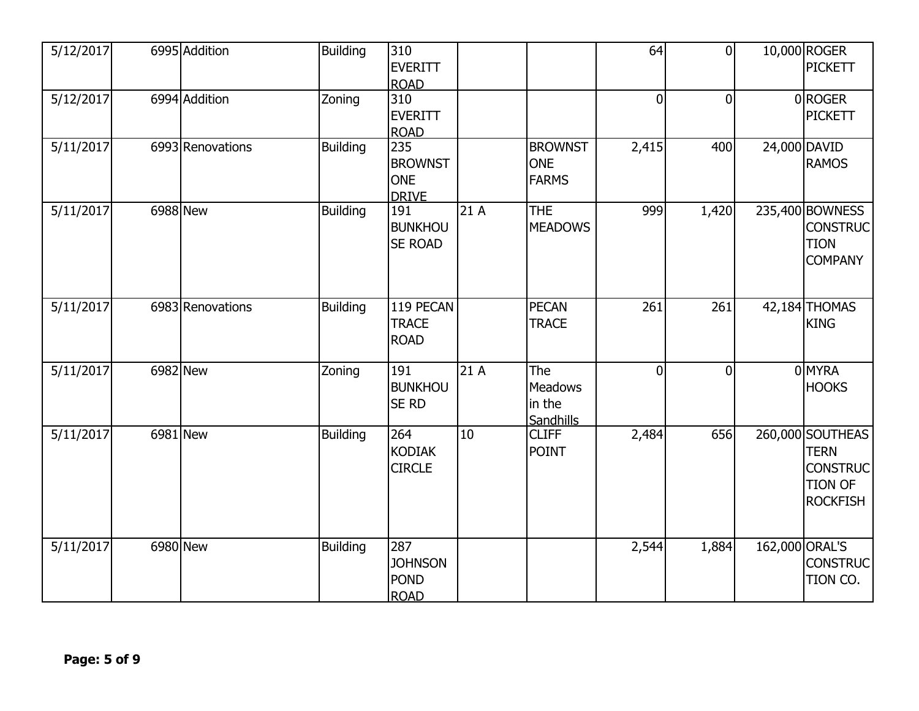| | | | | | | | | | | |
|---|---|---|---|---|---|---|---|---|---|---|
| 5/12/2017 | 6995 | Addition | Building | 310 EVERITT ROAD | | | 64 | 0 | 10,000 | ROGER PICKETT |
| 5/12/2017 | 6994 | Addition | Zoning | 310 EVERITT ROAD | | | 0 | 0 | 0 | ROGER PICKETT |
| 5/11/2017 | 6993 | Renovations | Building | 235 BROWNSTONE DRIVE | | BROWNSTONE FARMS | 2,415 | 400 | 24,000 | DAVID RAMOS |
| 5/11/2017 | 6988 | New | Building | 191 BUNKHOUSE ROAD | 21 A | THE MEADOWS | 999 | 1,420 | 235,400 | BOWNESS CONSTRUCTION COMPANY |
| 5/11/2017 | 6983 | Renovations | Building | 119 PECAN TRACE ROAD | | PECAN TRACE | 261 | 261 | 42,184 | THOMAS KING |
| 5/11/2017 | 6982 | New | Zoning | 191 BUNKHOUSE RD | 21 A | The Meadows in the Sandhills | 0 | 0 | 0 | MYRA HOOKS |
| 5/11/2017 | 6981 | New | Building | 264 KODIAK CIRCLE | 10 | CLIFF POINT | 2,484 | 656 | 260,000 | SOUTHEASTERN CONSTRUCTION OF ROCKFISH |
| 5/11/2017 | 6980 | New | Building | 287 JOHNSON POND ROAD | | | 2,544 | 1,884 | 162,000 | ORAL'S CONSTRUCTION CO. |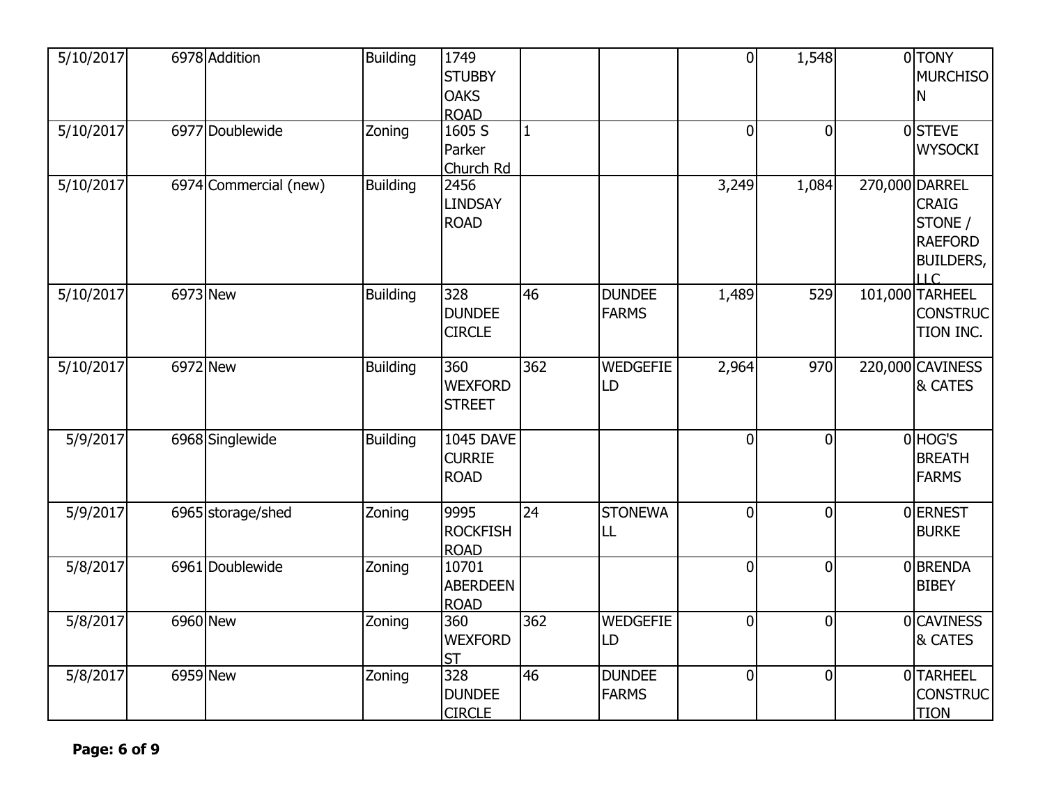| | | | | | | | | | | |
|---|---|---|---|---|---|---|---|---|---|---|
| 5/10/2017 | 6978 | Addition | Building | 1749 STUBBY OAKS ROAD | | | 0 | 1,548 | 0 | TONY MURCHISON |
| 5/10/2017 | 6977 | Doublewide | Zoning | 1605 S Parker Church Rd | 1 | | 0 | 0 | 0 | STEVE WYSOCKI |
| 5/10/2017 | 6974 | Commercial (new) | Building | 2456 LINDSAY ROAD | | | 3,249 | 1,084 | 270,000 | DARREL CRAIG STONE / RAEFORD BUILDERS, LLC |
| 5/10/2017 | 6973 | New | Building | 328 DUNDEE CIRCLE | 46 | DUNDEE FARMS | 1,489 | 529 | 101,000 | TARHEEL CONSTRUCTION INC. |
| 5/10/2017 | 6972 | New | Building | 360 WEXFORD STREET | 362 | WEDGEFIELD | 2,964 | 970 | 220,000 | CAVINESS & CATES |
| 5/9/2017 | 6968 | Singlewide | Building | 1045 DAVE CURRIE ROAD | | | 0 | 0 | 0 | HOG'S BREATH FARMS |
| 5/9/2017 | 6965 | storage/shed | Zoning | 9995 ROCKFISH ROAD | 24 | STONEWALL | 0 | 0 | 0 | ERNEST BURKE |
| 5/8/2017 | 6961 | Doublewide | Zoning | 10701 ABERDEEN ROAD | | | 0 | 0 | 0 | BRENDA BIBEY |
| 5/8/2017 | 6960 | New | Zoning | 360 WEXFORD ST | 362 | WEDGEFIELD | 0 | 0 | 0 | CAVINESS & CATES |
| 5/8/2017 | 6959 | New | Zoning | 328 DUNDEE CIRCLE | 46 | DUNDEE FARMS | 0 | 0 | 0 | TARHEEL CONSTRUCTION |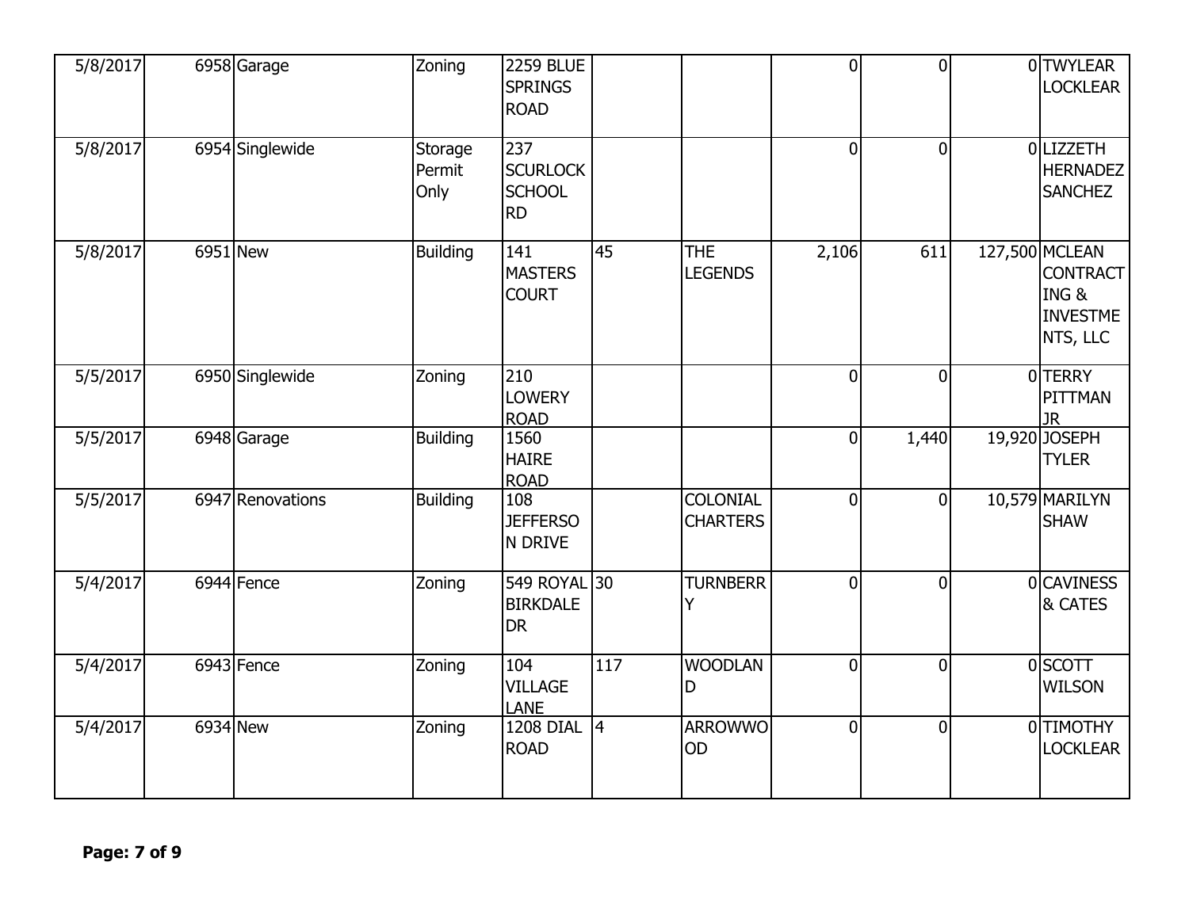| | | | | | | | | | | |
|---|---|---|---|---|---|---|---|---|---|---|
| 5/8/2017 | 6958 | Garage | Zoning | 2259 BLUE SPRINGS ROAD | | | 0 | 0 | 0 | TWYLEAR LOCKLEAR |
| 5/8/2017 | 6954 | Singlewide | Storage Permit Only | 237 SCURLOCK SCHOOL RD | | | 0 | 0 | 0 | LIZZETH HERNADEZ SANCHEZ |
| 5/8/2017 | 6951 | New | Building | 141 MASTERS COURT | 45 | THE LEGENDS | 2,106 | 611 | 127,500 | MCLEAN CONTRACTING & INVESTMENTS, LLC |
| 5/5/2017 | 6950 | Singlewide | Zoning | 210 LOWERY ROAD | | | 0 | 0 | 0 | TERRY PITTMAN JR |
| 5/5/2017 | 6948 | Garage | Building | 1560 HAIRE ROAD | | | 0 | 1,440 | 19,920 | JOSEPH TYLER |
| 5/5/2017 | 6947 | Renovations | Building | 108 JEFFERSON DRIVE | | COLONIAL CHARTERS | 0 | 0 | 10,579 | MARILYN SHAW |
| 5/4/2017 | 6944 | Fence | Zoning | 549 ROYAL BIRKDALE DR | 30 | TURNBERRY | 0 | 0 | 0 | CAVINESS & CATES |
| 5/4/2017 | 6943 | Fence | Zoning | 104 VILLAGE LANE | 117 | WOODLAND | 0 | 0 | 0 | SCOTT WILSON |
| 5/4/2017 | 6934 | New | Zoning | 1208 DIAL ROAD | 4 | ARROWWOOD | 0 | 0 | 0 | TIMOTHY LOCKLEAR |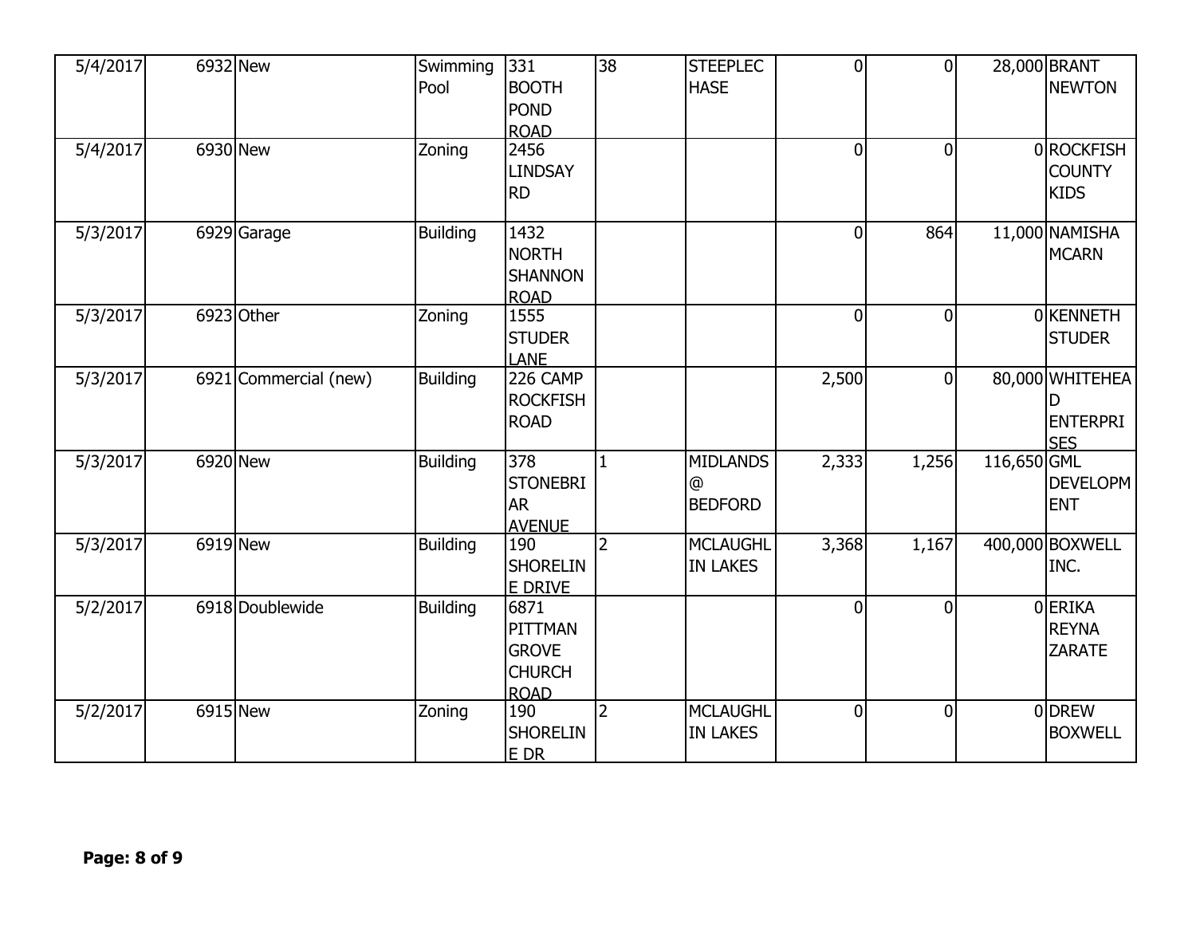| | | | | | | | | | | |
|---|---|---|---|---|---|---|---|---|---|---|
| 5/4/2017 | 6932 | New | Swimming Pool | 331 BOOTH POND ROAD | 38 | STEEPLECHASE | 0 | 0 | 28,000 | BRANT NEWTON |
| 5/4/2017 | 6930 | New | Zoning | 2456 LINDSAY RD | | | 0 | 0 | 0 | ROCKFISH COUNTY KIDS |
| 5/3/2017 | 6929 | Garage | Building | 1432 NORTH SHANNON ROAD | | | 0 | 864 | 11,000 | NAMISHA MCARN |
| 5/3/2017 | 6923 | Other | Zoning | 1555 STUDER LANE | | | 0 | 0 | 0 | KENNETH STUDER |
| 5/3/2017 | 6921 | Commercial (new) | Building | 226 CAMP ROCKFISH ROAD | | | 2,500 | 0 | 80,000 | WHITEHEAD ENTERPRISES |
| 5/3/2017 | 6920 | New | Building | 378 STONEBRIAR AVENUE | 1 | MIDLANDS @ BEDFORD | 2,333 | 1,256 | 116,650 | GML DEVELOPMENT |
| 5/3/2017 | 6919 | New | Building | 190 SHORELINE DRIVE | 2 | MCLAUGHLIN LAKES | 3,368 | 1,167 | 400,000 | BOXWELL INC. |
| 5/2/2017 | 6918 | Doublewide | Building | 6871 PITTMAN GROVE CHURCH ROAD | | | 0 | 0 | 0 | ERIKA REYNA ZARATE |
| 5/2/2017 | 6915 | New | Zoning | 190 SHORELINE DR | 2 | MCLAUGHLIN LAKES | 0 | 0 | 0 | DREW BOXWELL |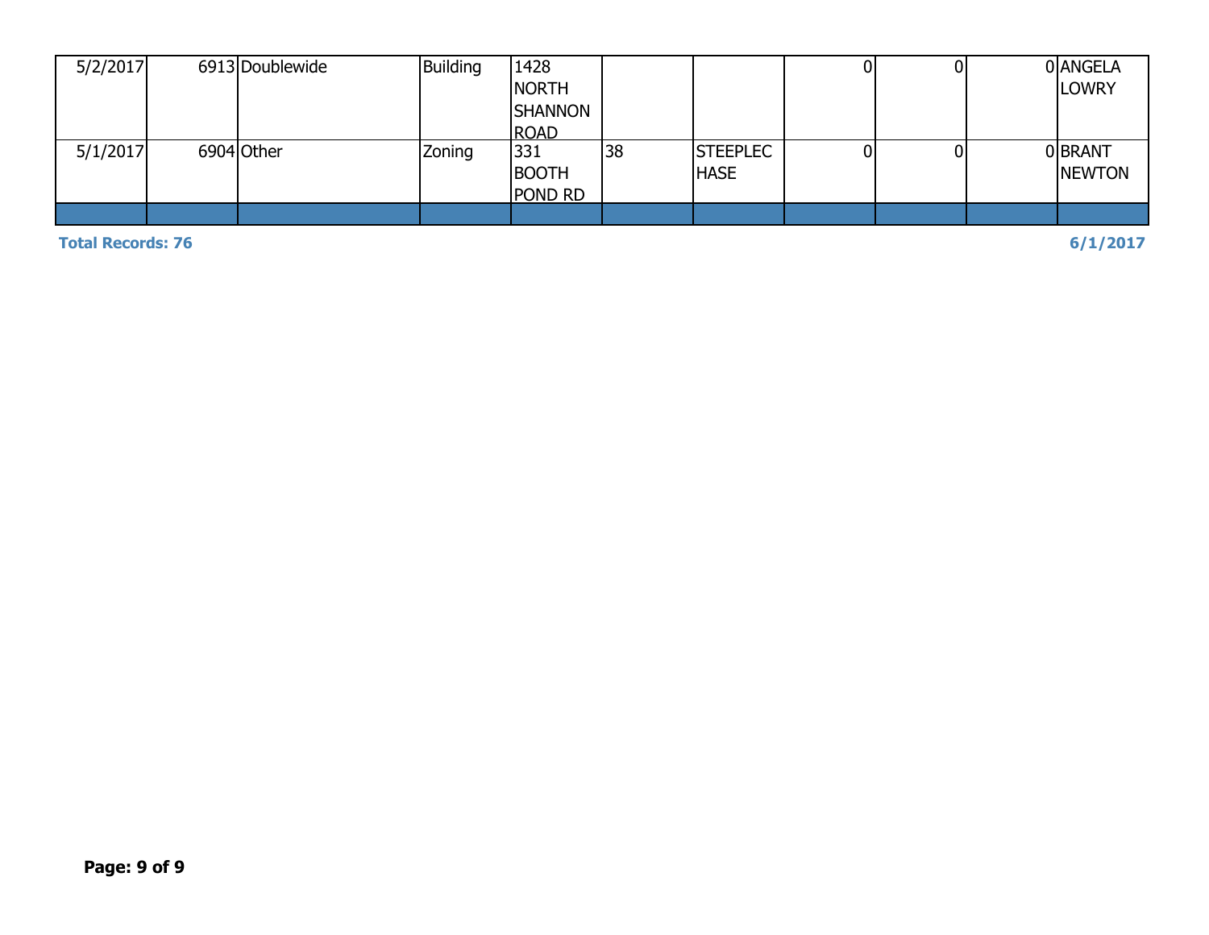| | | | | | | | | | | |
|---|---|---|---|---|---|---|---|---|---|---|
| 5/2/2017 | 6913 | Doublewide | Building | 1428 NORTH SHANNON ROAD | | | 0 | 0 | 0 | ANGELA LOWRY |
| 5/1/2017 | 6904 | Other | Zoning | 331 BOOTH POND RD | 38 | STEEPLECHASE | 0 | 0 | 0 | BRANT NEWTON |
| | | | | | | | | | | |

**Total Records: 76**

**6/1/2017**